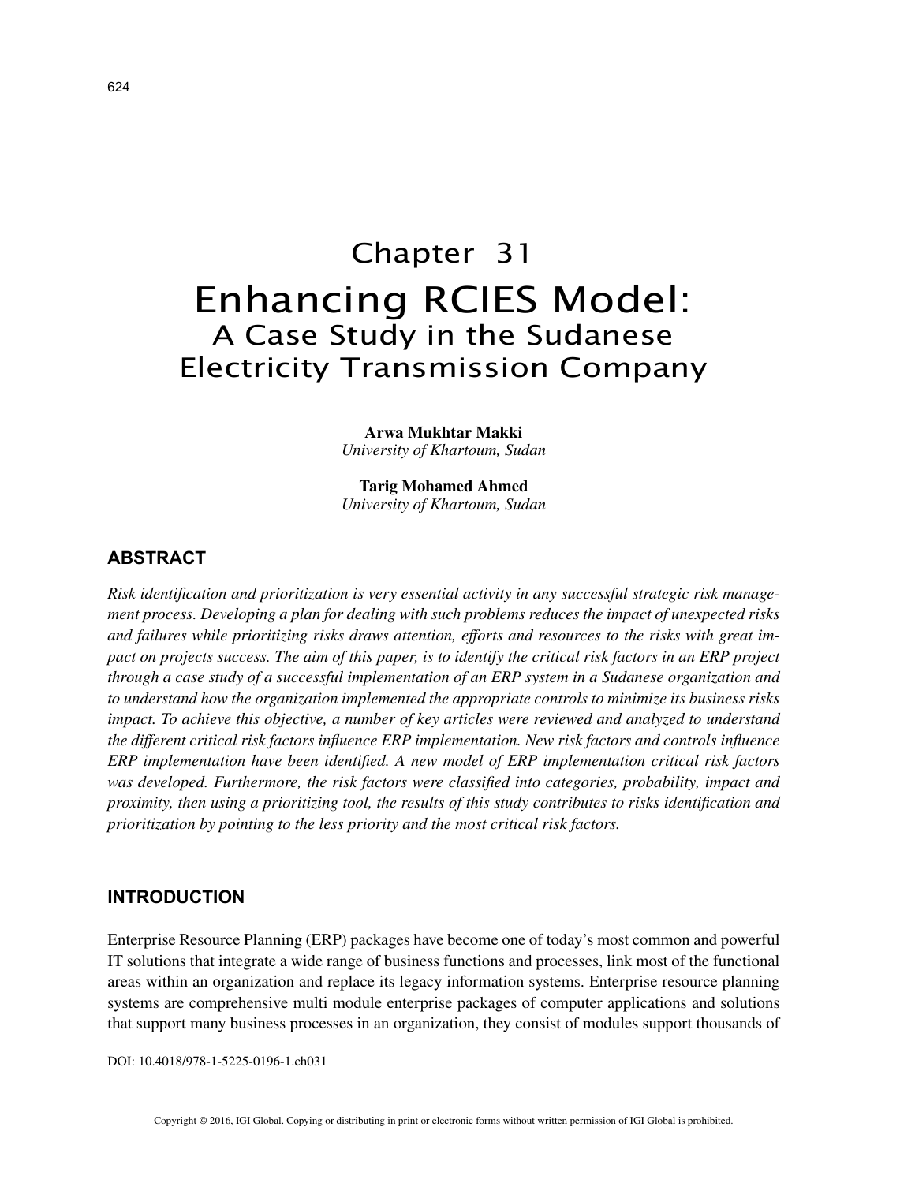# Chapter 31

# Enhancing RCIES Model:
## A Case Study in the Sudanese Electricity Transmission Company

**Arwa Mukhtar Makki**
*University of Khartoum, Sudan*

**Tarig Mohamed Ahmed**
*University of Khartoum, Sudan*

## ABSTRACT

*Risk identification and prioritization is very essential activity in any successful strategic risk management process. Developing a plan for dealing with such problems reduces the impact of unexpected risks and failures while prioritizing risks draws attention, efforts and resources to the risks with great impact on projects success. The aim of this paper, is to identify the critical risk factors in an ERP project through a case study of a successful implementation of an ERP system in a Sudanese organization and to understand how the organization implemented the appropriate controls to minimize its business risks impact. To achieve this objective, a number of key articles were reviewed and analyzed to understand the different critical risk factors influence ERP implementation. New risk factors and controls influence ERP implementation have been identified. A new model of ERP implementation critical risk factors was developed. Furthermore, the risk factors were classified into categories, probability, impact and proximity, then using a prioritizing tool, the results of this study contributes to risks identification and prioritization by pointing to the less priority and the most critical risk factors.*

## INTRODUCTION

Enterprise Resource Planning (ERP) packages have become one of today's most common and powerful IT solutions that integrate a wide range of business functions and processes, link most of the functional areas within an organization and replace its legacy information systems. Enterprise resource planning systems are comprehensive multi module enterprise packages of computer applications and solutions that support many business processes in an organization, they consist of modules support thousands of

DOI: 10.4018/978-1-5225-0196-1.ch031

Copyright © 2016, IGI Global. Copying or distributing in print or electronic forms without written permission of IGI Global is prohibited.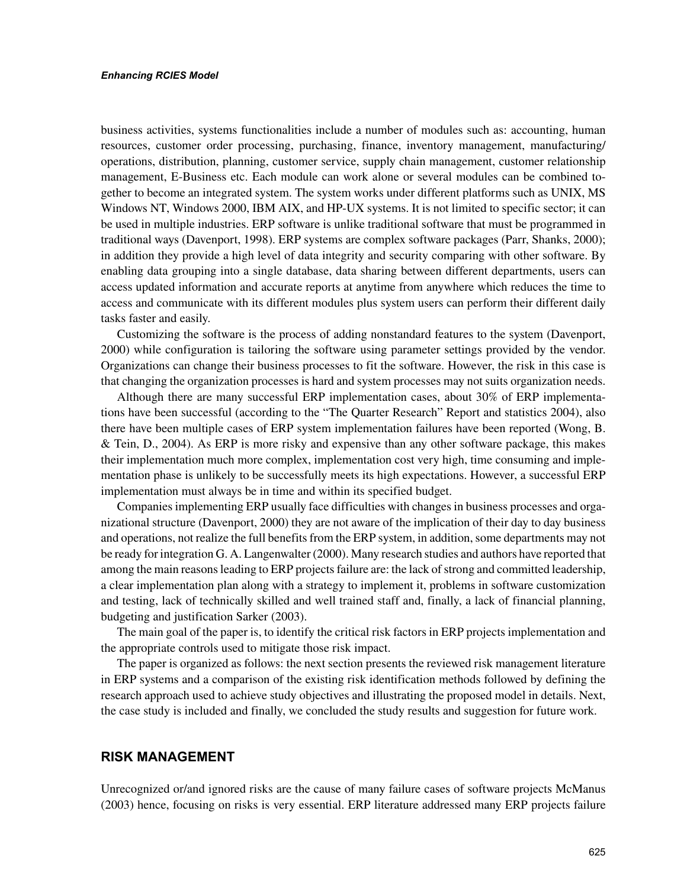business activities, systems functionalities include a number of modules such as: accounting, human resources, customer order processing, purchasing, finance, inventory management, manufacturing/ operations, distribution, planning, customer service, supply chain management, customer relationship management, E-Business etc. Each module can work alone or several modules can be combined together to become an integrated system. The system works under different platforms such as UNIX, MS Windows NT, Windows 2000, IBM AIX, and HP-UX systems. It is not limited to specific sector; it can be used in multiple industries. ERP software is unlike traditional software that must be programmed in traditional ways (Davenport, 1998). ERP systems are complex software packages (Parr, Shanks, 2000); in addition they provide a high level of data integrity and security comparing with other software. By enabling data grouping into a single database, data sharing between different departments, users can access updated information and accurate reports at anytime from anywhere which reduces the time to access and communicate with its different modules plus system users can perform their different daily tasks faster and easily.

Customizing the software is the process of adding nonstandard features to the system (Davenport, 2000) while configuration is tailoring the software using parameter settings provided by the vendor. Organizations can change their business processes to fit the software. However, the risk in this case is that changing the organization processes is hard and system processes may not suits organization needs.

Although there are many successful ERP implementation cases, about 30% of ERP implementations have been successful (according to the "The Quarter Research" Report and statistics 2004), also there have been multiple cases of ERP system implementation failures have been reported (Wong, B. & Tein, D., 2004). As ERP is more risky and expensive than any other software package, this makes their implementation much more complex, implementation cost very high, time consuming and implementation phase is unlikely to be successfully meets its high expectations. However, a successful ERP implementation must always be in time and within its specified budget.

Companies implementing ERP usually face difficulties with changes in business processes and organizational structure (Davenport, 2000) they are not aware of the implication of their day to day business and operations, not realize the full benefits from the ERP system, in addition, some departments may not be ready for integration G. A. Langenwalter (2000). Many research studies and authors have reported that among the main reasons leading to ERP projects failure are: the lack of strong and committed leadership, a clear implementation plan along with a strategy to implement it, problems in software customization and testing, lack of technically skilled and well trained staff and, finally, a lack of financial planning, budgeting and justification Sarker (2003).

The main goal of the paper is, to identify the critical risk factors in ERP projects implementation and the appropriate controls used to mitigate those risk impact.

The paper is organized as follows: the next section presents the reviewed risk management literature in ERP systems and a comparison of the existing risk identification methods followed by defining the research approach used to achieve study objectives and illustrating the proposed model in details. Next, the case study is included and finally, we concluded the study results and suggestion for future work.

## RISK MANAGEMENT

Unrecognized or/and ignored risks are the cause of many failure cases of software projects McManus (2003) hence, focusing on risks is very essential. ERP literature addressed many ERP projects failure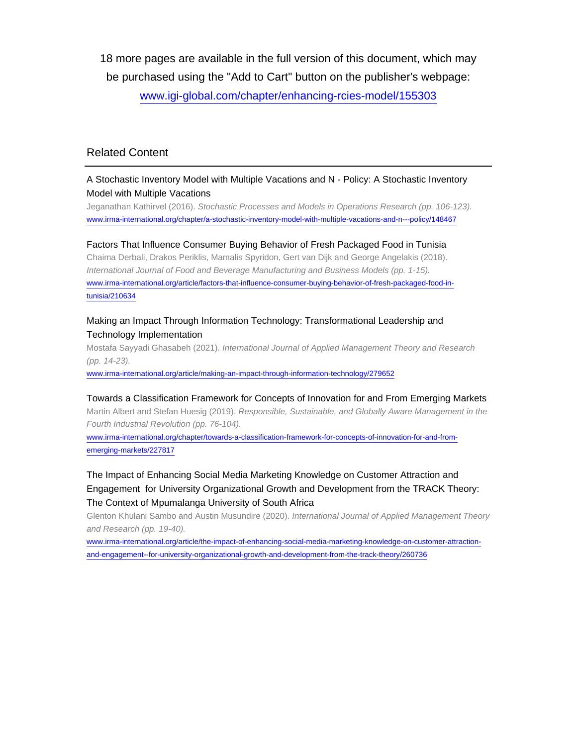18 more pages are available in the full version of this document, which may be purchased using the "Add to Cart" button on the publisher's webpage: www.igi-global.com/chapter/enhancing-rcies-model/155303

## Related Content

A Stochastic Inventory Model with Multiple Vacations and N - Policy: A Stochastic Inventory Model with Multiple Vacations

Jeganathan Kathirvel (2016). *Stochastic Processes and Models in Operations Research (pp. 106-123).*

www.irma-international.org/chapter/a-stochastic-inventory-model-with-multiple-vacations-and-n---policy/148467

Factors That Influence Consumer Buying Behavior of Fresh Packaged Food in Tunisia

Chaima Derbali, Drakos Periklis, Mamalis Spyridon, Gert van Dijk and George Angelakis (2018). *International Journal of Food and Beverage Manufacturing and Business Models (pp. 1-15).*

www.irma-international.org/article/factors-that-influence-consumer-buying-behavior-of-fresh-packaged-food-in-tunisia/210634

Making an Impact Through Information Technology: Transformational Leadership and Technology Implementation

Mostafa Sayyadi Ghasabeh (2021). *International Journal of Applied Management Theory and Research (pp. 14-23).*

www.irma-international.org/article/making-an-impact-through-information-technology/279652

Towards a Classification Framework for Concepts of Innovation for and From Emerging Markets

Martin Albert and Stefan Huesig (2019). *Responsible, Sustainable, and Globally Aware Management in the Fourth Industrial Revolution (pp. 76-104).*

www.irma-international.org/chapter/towards-a-classification-framework-for-concepts-of-innovation-for-and-from-emerging-markets/227817

The Impact of Enhancing Social Media Marketing Knowledge on Customer Attraction and Engagement for University Organizational Growth and Development from the TRACK Theory: The Context of Mpumalanga University of South Africa

Glenton Khulani Sambo and Austin Musundire (2020). *International Journal of Applied Management Theory and Research (pp. 19-40).*

www.irma-international.org/article/the-impact-of-enhancing-social-media-marketing-knowledge-on-customer-attraction-and-engagement--for-university-organizational-growth-and-development-from-the-track-theory/260736